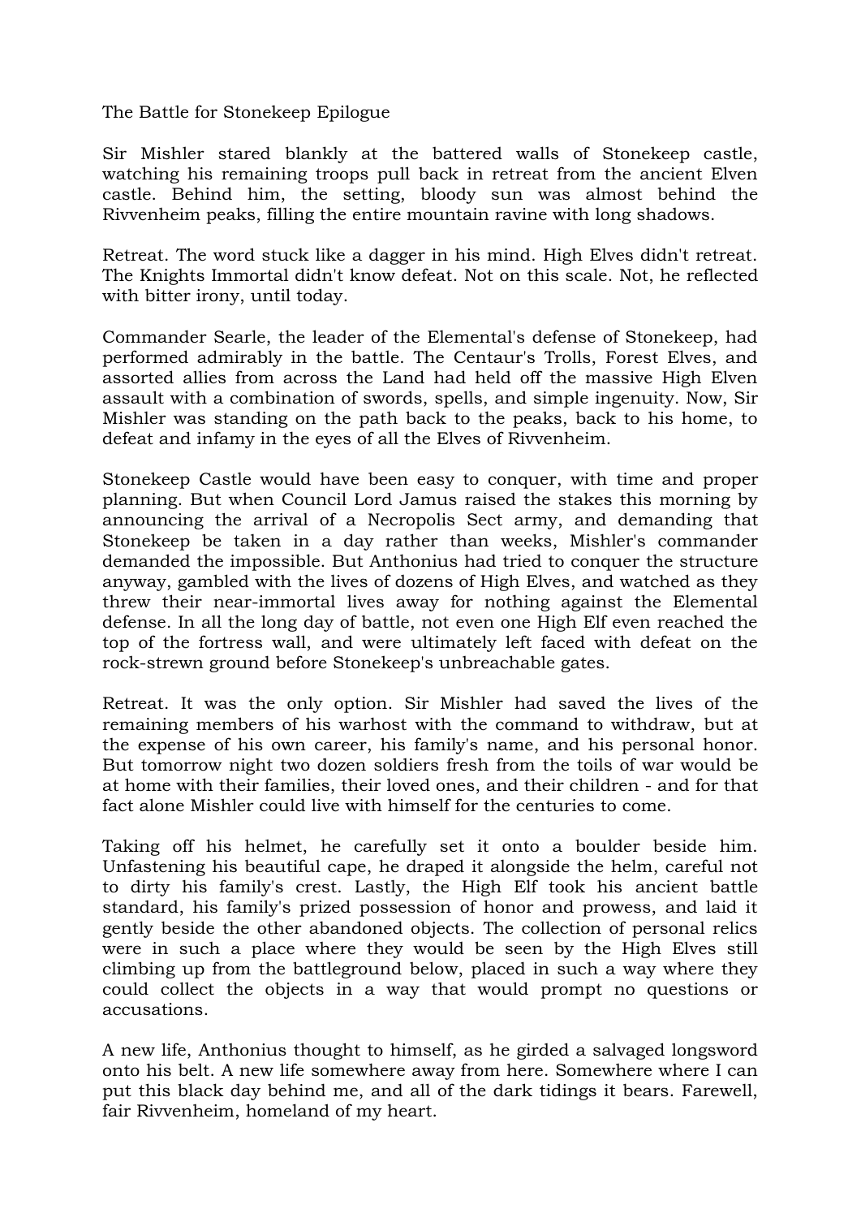# The Battle for Stonekeep Epilogue

Sir Mishler stared blankly at the battered walls of Stonekeep castle, watching his remaining troops pull back in retreat from the ancient Elven castle. Behind him, the setting, bloody sun was almost behind the Rivvenheim peaks, filling the entire mountain ravine with long shadows.

Retreat. The word stuck like a dagger in his mind. High Elves didn't retreat. The Knights Immortal didn't know defeat. Not on this scale. Not, he reflected with bitter irony, until today.

Commander Searle, the leader of the Elemental's defense of Stonekeep, had performed admirably in the battle. The Centaur's Trolls, Forest Elves, and assorted allies from across the Land had held off the massive High Elven assault with a combination of swords, spells, and simple ingenuity. Now, Sir Mishler was standing on the path back to the peaks, back to his home, to defeat and infamy in the eyes of all the Elves of Rivvenheim.

Stonekeep Castle would have been easy to conquer, with time and proper planning. But when Council Lord Jamus raised the stakes this morning by announcing the arrival of a Necropolis Sect army, and demanding that Stonekeep be taken in a day rather than weeks, Mishler's commander demanded the impossible. But Anthonius had tried to conquer the structure anyway, gambled with the lives of dozens of High Elves, and watched as they threw their near-immortal lives away for nothing against the Elemental defense. In all the long day of battle, not even one High Elf even reached the top of the fortress wall, and were ultimately left faced with defeat on the rock-strewn ground before Stonekeep's unbreachable gates.

Retreat. It was the only option. Sir Mishler had saved the lives of the remaining members of his warhost with the command to withdraw, but at the expense of his own career, his family's name, and his personal honor. But tomorrow night two dozen soldiers fresh from the toils of war would be at home with their families, their loved ones, and their children - and for that fact alone Mishler could live with himself for the centuries to come.

Taking off his helmet, he carefully set it onto a boulder beside him. Unfastening his beautiful cape, he draped it alongside the helm, careful not to dirty his family's crest. Lastly, the High Elf took his ancient battle standard, his family's prized possession of honor and prowess, and laid it gently beside the other abandoned objects. The collection of personal relics were in such a place where they would be seen by the High Elves still climbing up from the battleground below, placed in such a way where they could collect the objects in a way that would prompt no questions or accusations.

A new life, Anthonius thought to himself, as he girded a salvaged longsword onto his belt. A new life somewhere away from here. Somewhere where I can put this black day behind me, and all of the dark tidings it bears. Farewell, fair Rivvenheim, homeland of my heart.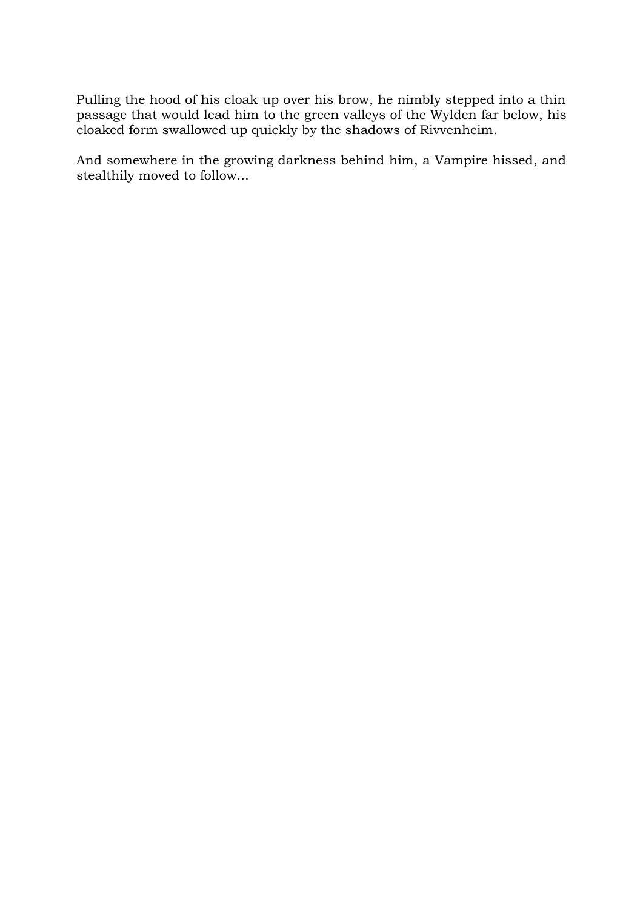Pulling the hood of his cloak up over his brow, he nimbly stepped into a thin passage that would lead him to the green valleys of the Wylden far below, his cloaked form swallowed up quickly by the shadows of Rivvenheim.

And somewhere in the growing darkness behind him, a Vampire hissed, and stealthily moved to follow...